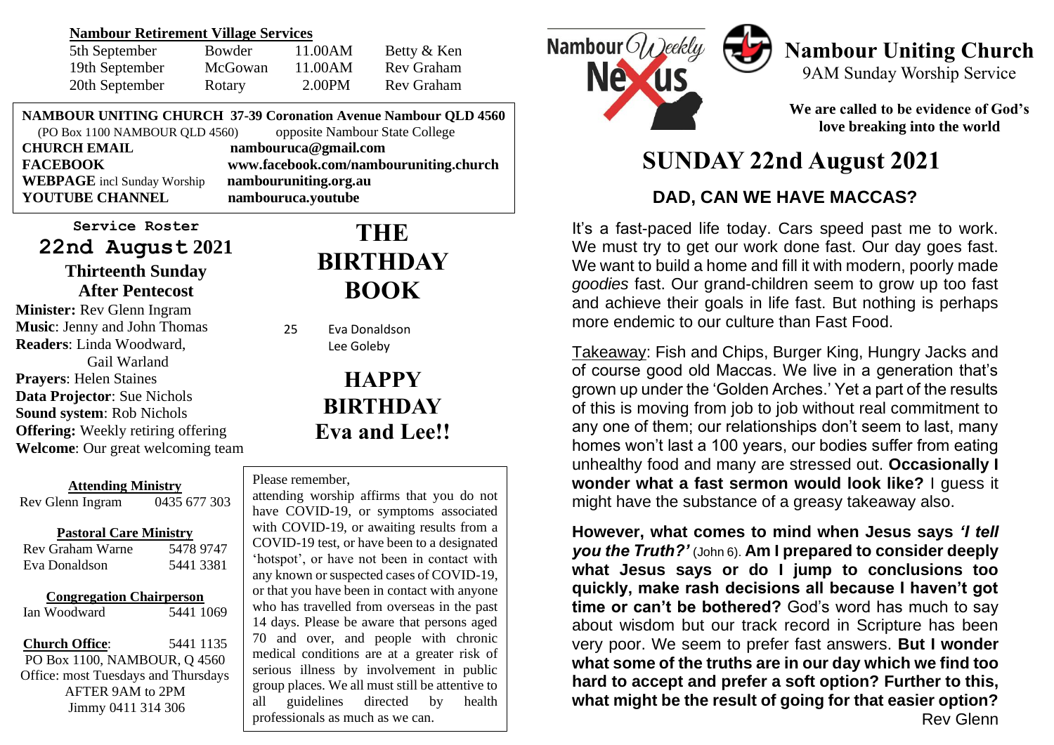## Nambour Retirement Village Services

| | | | |
|---|---|---|---|
| 5th September | Bowder | 11.00AM | Betty & Ken |
| 19th September | McGowan | 11.00AM | Rev Graham |
| 20th September | Rotary | 2.00PM | Rev Graham |

**NAMBOUR UNITING CHURCH 37-39 Coronation Avenue Nambour QLD 4560**
(PO Box 1100 NAMBOUR QLD 4560) opposite Nambour State College

**CHURCH EMAIL** **nambouruca@gmail.com**
**FACEBOOK** **www.facebook.com/nambouruniting.church**
**WEBPAGE** incl Sunday Worship **nambouruniting.org.au**
**YOUTUBE CHANNEL** **nambouruca.youtube**

**Service Roster**

**22nd August 2021**

**Thirteenth Sunday After Pentecost**

**Minister:** Rev Glenn Ingram
**Music**: Jenny and John Thomas
**Readers**: Linda Woodward, Gail Warland
**Prayers**: Helen Staines
**Data Projector**: Sue Nichols
**Sound system**: Rob Nichols
**Offering:** Weekly retiring offering
**Welcome**: Our great welcoming team

# THE BIRTHDAY BOOK

25 Eva Donaldson
Lee Goleby

## HAPPY BIRTHDAY Eva and Lee!!

**Attending Ministry**
Rev Glenn Ingram 0435 677 303

**Pastoral Care Ministry**
Rev Graham Warne 5478 9747
Eva Donaldson 5441 3381

**Congregation Chairperson**
Ian Woodward 5441 1069

**Church Office**: 5441 1135
PO Box 1100, NAMBOUR, Q 4560
Office: most Tuesdays and Thursdays AFTER 9AM to 2PM
Jimmy 0411 314 306

Please remember,
attending worship affirms that you do not have COVID-19, or symptoms associated with COVID-19, or awaiting results from a COVID-19 test, or have been to a designated 'hotspot', or have not been in contact with any known or suspected cases of COVID-19, or that you have been in contact with anyone who has travelled from overseas in the past 14 days. Please be aware that persons aged 70 and over, and people with chronic medical conditions are at a greater risk of serious illness by involvement in public group places. We all must still be attentive to all guidelines directed by health professionals as much as we can.

Nambour Weekly Nexus

# Nambour Uniting Church

9AM Sunday Worship Service

**We are called to be evidence of God's love breaking into the world**

# SUNDAY 22nd August 2021

## DAD, CAN WE HAVE MACCAS?

It's a fast-paced life today. Cars speed past me to work. We must try to get our work done fast. Our day goes fast. We want to build a home and fill it with modern, poorly made *goodies* fast. Our grand-children seem to grow up too fast and achieve their goals in life fast. But nothing is perhaps more endemic to our culture than Fast Food.

Takeaway: Fish and Chips, Burger King, Hungry Jacks and of course good old Maccas. We live in a generation that's grown up under the 'Golden Arches.' Yet a part of the results of this is moving from job to job without real commitment to any one of them; our relationships don't seem to last, many homes won't last a 100 years, our bodies suffer from eating unhealthy food and many are stressed out. **Occasionally I wonder what a fast sermon would look like?** I guess it might have the substance of a greasy takeaway also.

**However, what comes to mind when Jesus says *'I tell you the Truth?'*** (John 6). **Am I prepared to consider deeply what Jesus says or do I jump to conclusions too quickly, make rash decisions all because I haven't got time or can't be bothered?** God's word has much to say about wisdom but our track record in Scripture has been very poor. We seem to prefer fast answers. **But I wonder what some of the truths are in our day which we find too hard to accept and prefer a soft option? Further to this, what might be the result of going for that easier option?**

Rev Glenn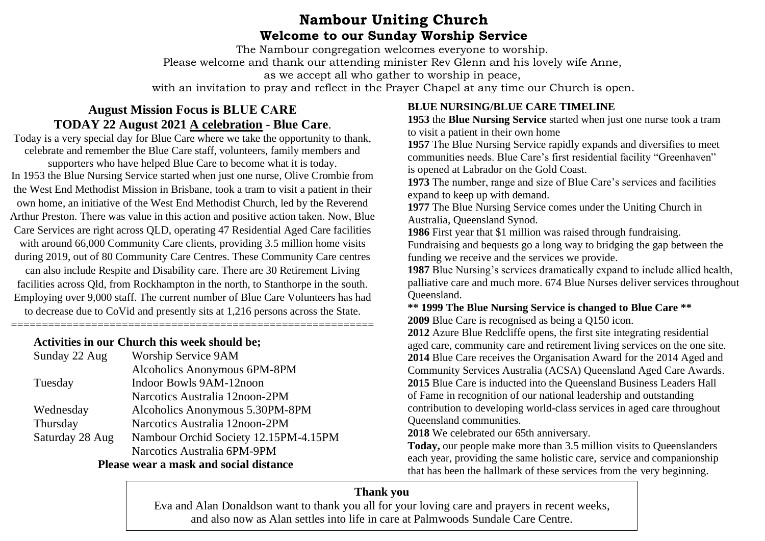# Nambour Uniting Church

## Welcome to our Sunday Worship Service

The Nambour congregation welcomes everyone to worship.
Please welcome and thank our attending minister Rev Glenn and his lovely wife Anne,
as we accept all who gather to worship in peace,
with an invitation to pray and reflect in the Prayer Chapel at any time our Church is open.

### August Mission Focus is BLUE CARE

### TODAY 22 August 2021 A celebration - Blue Care.

Today is a very special day for Blue Care where we take the opportunity to thank, celebrate and remember the Blue Care staff, volunteers, family members and supporters who have helped Blue Care to become what it is today.

In 1953 the Blue Nursing Service started when just one nurse, Olive Crombie from the West End Methodist Mission in Brisbane, took a tram to visit a patient in their own home, an initiative of the West End Methodist Church, led by the Reverend Arthur Preston. There was value in this action and positive action taken. Now, Blue Care Services are right across QLD, operating 47 Residential Aged Care facilities with around 66,000 Community Care clients, providing 3.5 million home visits during 2019, out of 80 Community Care Centres. These Community Care centres can also include Respite and Disability care. There are 30 Retirement Living facilities across Qld, from Rockhampton in the north, to Stanthorpe in the south. Employing over 9,000 staff. The current number of Blue Care Volunteers has had to decrease due to CoVid and presently sits at 1,216 persons across the State.

==========================================================

### Activities in our Church this week should be;

| | |
|---|---|
| Sunday 22 Aug | Worship Service 9AM |
| | Alcoholics Anonymous 6PM-8PM |
| Tuesday | Indoor Bowls 9AM-12noon |
| | Narcotics Australia 12noon-2PM |
| Wednesday | Alcoholics Anonymous 5.30PM-8PM |
| Thursday | Narcotics Australia 12noon-2PM |
| Saturday 28 Aug | Nambour Orchid Society 12.15PM-4.15PM |
| | Narcotics Australia 6PM-9PM |

**Please wear a mask and social distance**

### BLUE NURSING/BLUE CARE TIMELINE

**1953** the **Blue Nursing Service** started when just one nurse took a tram to visit a patient in their own home

**1957** The Blue Nursing Service rapidly expands and diversifies to meet communities needs. Blue Care's first residential facility "Greenhaven" is opened at Labrador on the Gold Coast.

**1973** The number, range and size of Blue Care's services and facilities expand to keep up with demand.

**1977** The Blue Nursing Service comes under the Uniting Church in Australia, Queensland Synod.

**1986** First year that $1 million was raised through fundraising. Fundraising and bequests go a long way to bridging the gap between the funding we receive and the services we provide.

**1987** Blue Nursing's services dramatically expand to include allied health, palliative care and much more. 674 Blue Nurses deliver services throughout Queensland.

**** 1999 The Blue Nursing Service is changed to Blue Care ****

**2009** Blue Care is recognised as being a Q150 icon.

**2012** Azure Blue Redcliffe opens, the first site integrating residential aged care, community care and retirement living services on the one site.

**2014** Blue Care receives the Organisation Award for the 2014 Aged and Community Services Australia (ACSA) Queensland Aged Care Awards.

**2015** Blue Care is inducted into the Queensland Business Leaders Hall of Fame in recognition of our national leadership and outstanding contribution to developing world-class services in aged care throughout Queensland communities.

**2018** We celebrated our 65th anniversary.

**Today,** our people make more than 3.5 million visits to Queenslanders each year, providing the same holistic care, service and companionship that has been the hallmark of these services from the very beginning.

**Thank you**

Eva and Alan Donaldson want to thank you all for your loving care and prayers in recent weeks, and also now as Alan settles into life in care at Palmwoods Sundale Care Centre.